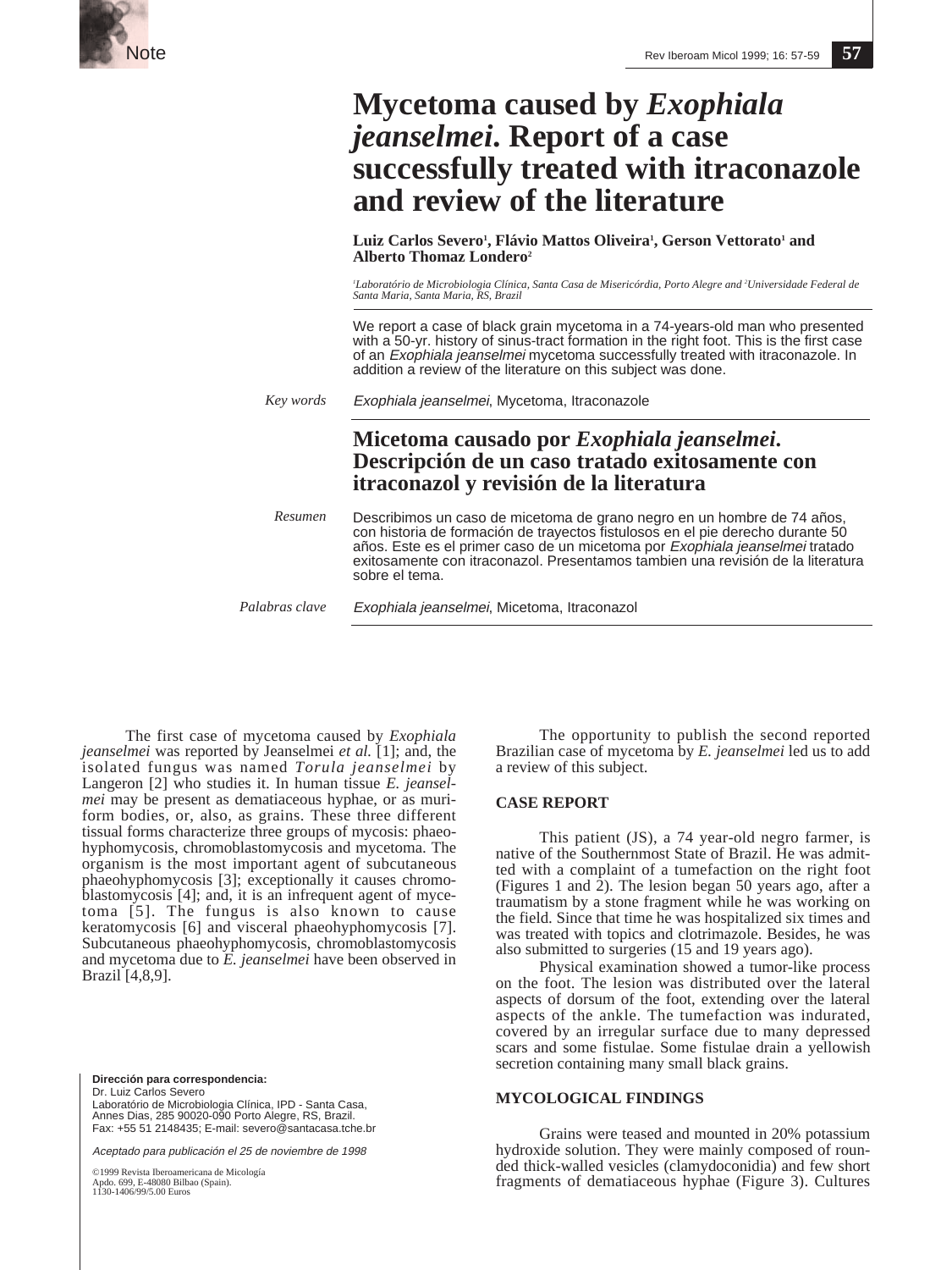Note

# Mycetoma caused by *Exophiala jeanselmei*. Report of a case successfully treated with itraconazole and review of the literature

**Luiz Carlos Severo[1], Flávio Mattos Oliveira[1], Gerson Vettorato[1] and Alberto Thomaz Londero[2]**

*[1]Laboratório de Microbiologia Clínica, Santa Casa de Misericórdia, Porto Alegre and [2]Universidade Federal de Santa Maria, Santa Maria, RS, Brazil*

We report a case of black grain mycetoma in a 74-years-old man who presented with a 50-yr. history of sinus-tract formation in the right foot. This is the first case of an *Exophiala jeanselmei* mycetoma successfully treated with itraconazole. In addition a review of the literature on this subject was done.

*Key words* *Exophiala jeanselmei*, Mycetoma, Itraconazole

## Micetoma causado por *Exophiala jeanselmei*. Descripción de un caso tratado exitosamente con itraconazol y revisión de la literatura

*Resumen* Describimos un caso de micetoma de grano negro en un hombre de 74 años, con historia de formación de trayectos fistulosos en el pie derecho durante 50 años. Este es el primer caso de un micetoma por *Exophiala jeanselmei* tratado exitosamente con itraconazol. Presentamos tambien una revisión de la literatura sobre el tema.

*Palabras clave* *Exophiala jeanselmei*, Micetoma, Itraconazol

The first case of mycetoma caused by *Exophiala jeanselmei* was reported by Jeanselmei *et al.* [1]; and, the isolated fungus was named *Torula jeanselmei* by Langeron [2] who studies it. In human tissue *E. jeanselmei* may be present as dematiaceous hyphae, or as muriform bodies, or, also, as grains. These three different tissual forms characterize three groups of mycosis: phaeohyphomycosis, chromoblastomycosis and mycetoma. The organism is the most important agent of subcutaneous phaeohyphomycosis [3]; exceptionally it causes chromoblastomycosis [4]; and, it is an infrequent agent of mycetoma [5]. The fungus is also known to cause keratomycosis [6] and visceral phaeohyphomycosis [7]. Subcutaneous phaeohyphomycosis, chromoblastomycosis and mycetoma due to *E. jeanselmei* have been observed in Brazil [4,8,9].

The opportunity to publish the second reported Brazilian case of mycetoma by *E. jeanselmei* led us to add a review of this subject.

### CASE REPORT

This patient (JS), a 74 year-old negro farmer, is native of the Southernmost State of Brazil. He was admitted with a complaint of a tumefaction on the right foot (Figures 1 and 2). The lesion began 50 years ago, after a traumatism by a stone fragment while he was working on the field. Since that time he was hospitalized six times and was treated with topics and clotrimazole. Besides, he was also submitted to surgeries (15 and 19 years ago).

Physical examination showed a tumor-like process on the foot. The lesion was distributed over the lateral aspects of dorsum of the foot, extending over the lateral aspects of the ankle. The tumefaction was indurated, covered by an irregular surface due to many depressed scars and some fistulae. Some fistulae drain a yellowish secretion containing many small black grains.

### MYCOLOGICAL FINDINGS

Grains were teased and mounted in 20% potassium hydroxide solution. They were mainly composed of rounded thick-walled vesicles (clamydoconidia) and few short fragments of dematiaceous hyphae (Figure 3). Cultures

**Dirección para correspondencia:**
Dr. Luiz Carlos Severo
Laboratório de Microbiologia Clínica, IPD - Santa Casa, Annes Dias, 285 90020-090 Porto Alegre, RS, Brazil.
Fax: +55 51 2148435; E-mail: severo@santacasa.tche.br

*Aceptado para publicación el 25 de noviembre de 1998*

©1999 Revista Iberoamericana de Micología
Apdo. 699, E-48080 Bilbao (Spain).
1130-1406/99/5.00 Euros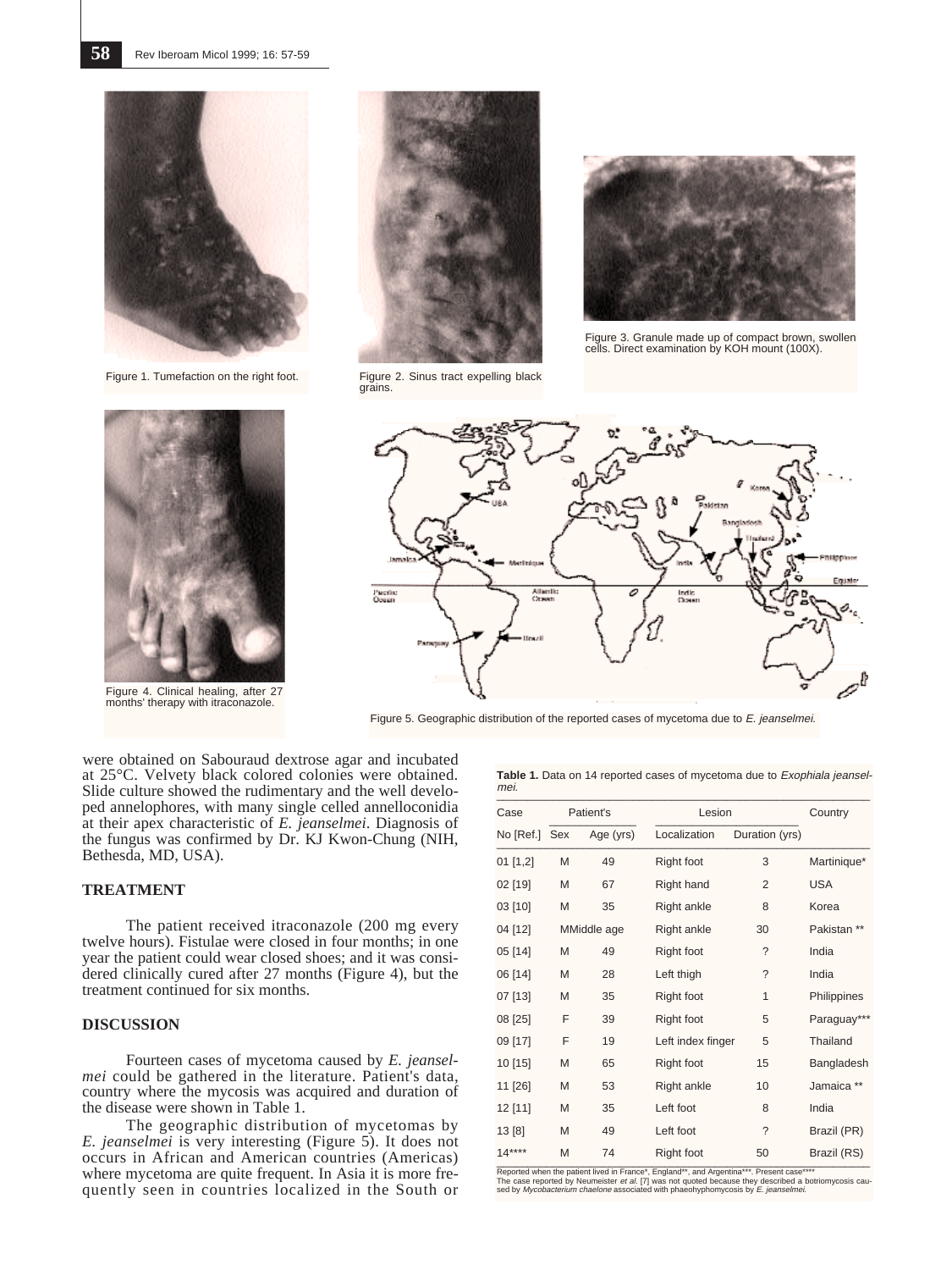Figure 1. Tumefaction on the right foot.

Figure 2. Sinus tract expelling black grains.

Figure 3. Granule made up of compact brown, swollen cells. Direct examination by KOH mount (100X).

Figure 4. Clinical healing, after 27 months' therapy with itraconazole.

Figure 5. Geographic distribution of the reported cases of mycetoma due to *E. jeanselmei*.

were obtained on Sabouraud dextrose agar and incubated at 25°C. Velvety black colored colonies were obtained. Slide culture showed the rudimentary and the well developed annelophores, with many single celled annelloconidia at their apex characteristic of *E. jeanselmei*. Diagnosis of the fungus was confirmed by Dr. KJ Kwon-Chung (NIH, Bethesda, MD, USA).

## TREATMENT

The patient received itraconazole (200 mg every twelve hours). Fistulae were closed in four months; in one year the patient could wear closed shoes; and it was considered clinically cured after 27 months (Figure 4), but the treatment continued for six months.

## DISCUSSION

Fourteen cases of mycetoma caused by *E. jeanselmei* could be gathered in the literature. Patient's data, country where the mycosis was acquired and duration of the disease were shown in Table 1.

The geographic distribution of mycetomas by *E. jeanselmei* is very interesting (Figure 5). It does not occurs in African and American countries (Americas) where mycetoma are quite frequent. In Asia it is more frequently seen in countries localized in the South or

**Table 1.** Data on 14 reported cases of mycetoma due to *Exophiala jeanselmei*.

| Case | Patient's | | Lesion | | Country |
|---|---|---|---|---|---|
| No [Ref.] | Sex | Age (yrs) | Localization | Duration (yrs) | |
| 01 [1,2] | M | 49 | Right foot | 3 | Martinique* |
| 02 [19] | M | 67 | Right hand | 2 | USA |
| 03 [10] | M | 35 | Right ankle | 8 | Korea |
| 04 [12] | M | Middle age | Right ankle | 30 | Pakistan ** |
| 05 [14] | M | 49 | Right foot | ? | India |
| 06 [14] | M | 28 | Left thigh | ? | India |
| 07 [13] | M | 35 | Right foot | 1 | Philippines |
| 08 [25] | F | 39 | Right foot | 5 | Paraguay*** |
| 09 [17] | F | 19 | Left index finger | 5 | Thailand |
| 10 [15] | M | 65 | Right foot | 15 | Bangladesh |
| 11 [26] | M | 53 | Right ankle | 10 | Jamaica ** |
| 12 [11] | M | 35 | Left foot | 8 | India |
| 13 [8] | M | 49 | Left foot | ? | Brazil (PR) |
| 14**** | M | 74 | Right foot | 50 | Brazil (RS) |

Reported when the patient lived in France*, England**, and Argentina***. Present case****
The case reported by Neumeister *et al.* [7] was not quoted because they described a botriomycosis caused by *Mycobacterium chaelone* associated with phaeohyphomycosis by *E. jeanselmei*.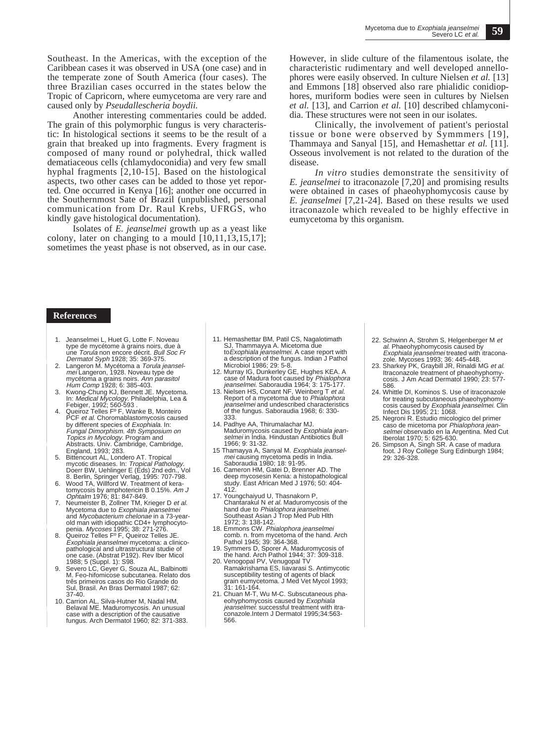Southeast. In the Americas, with the exception of the Caribbean cases it was observed in USA (one case) and in the temperate zone of South America (four cases). The three Brazilian cases occurred in the states below the Tropic of Capricorn, where eumycetoma are very rare and caused only by *Pseudallescheria boydii.*

Another interesting commentaries could be added. The grain of this polymorphic fungus is very characteristic: In histological sections it seems to be the result of a grain that breaked up into fragments. Every fragment is composed of many round or polyhedral, thick walled dematiaceous cells (chlamydoconidia) and very few small hyphal fragments [2,10-15]. Based on the histological aspects, two other cases can be added to those yet reported. One occurred in Kenya [16]; another one occurred in the Southernmost Sate of Brazil (unpublished, personal communication from Dr. Raul Krebs, UFRGS, who kindly gave histological documentation).

Isolates of *E. jeanselmei* growth up as a yeast like colony, later on changing to a mould [10,11,13,15,17]; sometimes the yeast phase is not observed, as in our case. However, in slide culture of the filamentous isolate, the characteristic rudimentary and well developed annellophores were easily observed. In culture Nielsen *et al.* [13] and Emmons [18] observed also rare phialidic conidiophores, muriform bodies were seen in cultures by Nielsen *et al.* [13], and Carrion *et al.* [10] described chlamyconidia. These structures were not seen in our isolates.

Clinically, the involvement of patient's periostal tissue or bone were observed by Symmmers [19], Thammaya and Sanyal [15], and Hemashettar *et al.* [11]. Osseous involvement is not related to the duration of the disease.

*In vitro* studies demonstrate the sensitivity of *E. jeanselmei* to itraconazole [7,20] and promising results were obtained in cases of phaeohyphomycosis cause by *E. jeanselmei* [7,21-24]. Based on these results we used itraconazole which revealed to be highly effective in eumycetoma by this organism.

## References

1. Jeanselmei L, Huet G, Lotte F. Noveau type de mycétome à grains noirs, due à une *Torula* non encore décrit. *Bull Soc Fr Dermatol Syph* 1928; 35: 369-375.
2. Langeron M. Mycétoma a *Torula jeanselmei* Langeron, 1928. Noveau type de mycétoma a grains noirs. *Ann parasitol Hum Comp* 1928; 6: 385-403.
3. Kwong-Chung KJ, Bennett JE. Mycetoma. In: *Medical Mycology.* Philadelphia, Lea & Febiger, 1992; 560-593 .
4. Queiroz Telles Fº F, Wanke B, Monteiro PCF *et al.* Choromablastomycosis caused by different species of *Exophiala.* In: *Fungal Dimorphism. 4th Symposium on Topics in Mycology.* Program and Abstracts. Univ. Cambridge, Cambridge, England, 1993; 283.
5. Bittencourt AL, Londero AT. Tropical mycotic diseases. In: *Tropical Pathology.* Doerr BW, Uehlinger E (Eds) 2nd edn., Vol 8. Berlin, Springer Verlag, 1995: 707-798.
6. Wood TA, Willford W. Treatment of keratomycosis by amphotericin B 0.15%. *Am J Ophtalm* 1976; 81: 847-849.
7. Neumeister B, Zollner TM, Krieger D *et al.* Mycetoma due to *Exophiala jeanselmei* and *Mycobacterium chelonae* in a 73-year-old man with idiopathic CD4+ lymphocytopenia. *Mycoses* 1995; 38: 271-276.
8. Queiroz Telles Fº F, Queiroz Telles JE. *Exophiala jeanselmei* mycetoma: a clinicopathological and ultrastructural studie of one case. (Abstrat P192). Rev Iber Micol 1988; 5 (Suppl. 1): S98.
9. Severo LC, Geyer G, Souza AL, Balbinotti M. Feo-hifomicose subcutanea. Relato dos três primeiros casos do Rio Grande do Sul, Brasil. An Bras Dermatol 1987; 62: 37-40.
10. Carrion AL, Silva-Hutner M, Nadal HM, Belaval ME. Maduromycosis. An unusual case with a description of the causative fungus. Arch Dermatol 1960; 82: 371-383.
11. Hemashettar BM, Patil CS, Nagalotimath SJ, Thammayya A. Micetoma due to *Exophiala jeanselmei.* A case report with a description of the fungus. Indian J Pathol Microbiol 1986; 29: 5-8.
12. Murray IG, Dunkerley GE, Hughes KEA. A case of Madura foot caused by *Phialophora jeanselmei.* Saboraudia 1964; 3: 175-177.
13. Nielsen HS, Conant NF, Weinberg T *et al.* Report of a mycetoma due to *Phialophora jeanselmei* and undescribed characteristics of the fungus. Saboraudia 1968; 6: 330-333.
14. Padhye AA, Thirumalachar MJ. Maduromycosis caused by *Exophiala jeanselmei* in India. Hindustan Antibiotics Bull 1966; 9: 31-32.
15. Thamayya A, Sanyal M. *Exophiala jeanselmei* causing mycetoma pedis in India. Saboraudia 1980; 18: 91-95.
16. Cameron HM, Gatei D, Brenner AD. The deep mycosesin Kenia: a histopathological study. East African Med J 1976; 50: 404-412.
17. Youngchaiyud U, Thasnakorn P, Chantarakul N *et al.* Maduromycosis of the hand due to *Phialophora jeanselmei.* Southeast Asian J Trop Med Pub Hlth 1972; 3: 138-142.
18. Emmons CW. *Phialophora jeanselmei* comb. n. from mycetoma of the hand. Arch Pathol 1945; 39: 364-368.
19. Symmers D, Sporer A. Maduromycosis of the hand. Arch Pathol 1944; 37: 309-318.
20. Venogopal PV, Venugopal TV Ramakrishama ES, Iiavarasi S. Antimycotic susceptibility testing of agents of black grain eumycetoma. J Med Vet Mycol 1993; 31: 161-164.
21. Chuan M-T, Wu M-C. Subscutaneous phaeohyphomycosis caused by *Exophiala jeanselmei*: successful treatment with itraconazole.Intern J Dermatol 1995;34:563-566.
22. Schwinn A, Strohm S, Helgenberger M *et al.* Phaeohyphomycosis caused by *Exophiala jeanselmei* treated with itraconazole. Mycoses 1993; 36: 445-448.
23. Sharkey PK, Graybill JR, Rinaldi MG *et al.* Itraconazole treatment of phaeohyphomycosis. J Am Acad Dermatol 1990; 23: 577-586.
24. Whittle DI, Kominos S. Use of itraconazole for treating subcutaneous phaeohyphomycosis caused by *Exophiala jeanselmei.* Clin Infect Dis 1995; 21: 1068.
25. Negroni R. Estudio micologico del primer caso de micetoma por *Phialophora jeanselmei* observado en la Argentina. Med Cut Iberolat 1970; 5: 625-630.
26. Simpson A, Singh SR. A case of madura foot. J Roy College Surg Edinburgh 1984; 29: 326-328.